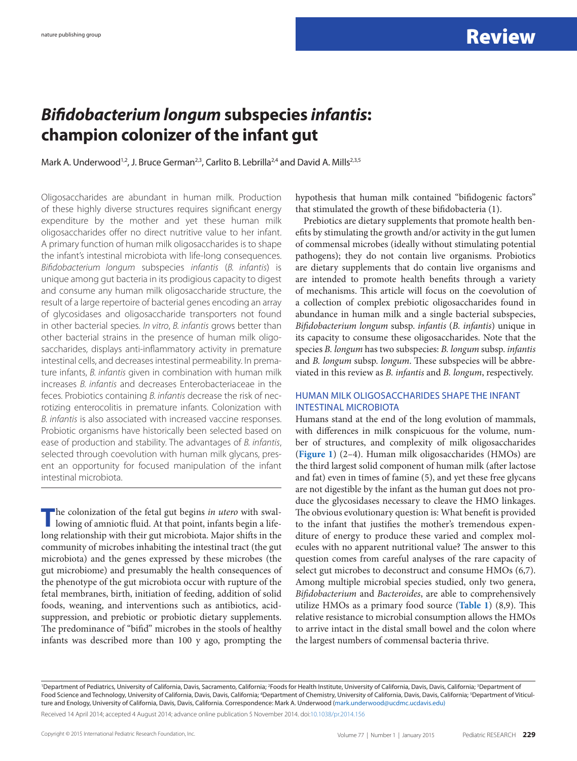# *Bifidobacterium longum* subspecies *infantis*: champion colonizer of the infant gut

Mark A. Underwood[1,2], J. Bruce German[2,3], Carlito B. Lebrilla[2,4] and David A. Mills[2,3,5]

Oligosaccharides are abundant in human milk. Production of these highly diverse structures requires significant energy expenditure by the mother and yet these human milk oligosaccharides offer no direct nutritive value to her infant. A primary function of human milk oligosaccharides is to shape the infant's intestinal microbiota with life-long consequences. *Bifidobacterium longum* subspecies *infantis* (*B. infantis*) is unique among gut bacteria in its prodigious capacity to digest and consume any human milk oligosaccharide structure, the result of a large repertoire of bacterial genes encoding an array of glycosidases and oligosaccharide transporters not found in other bacterial species. *In vitro*, *B. infantis* grows better than other bacterial strains in the presence of human milk oligosaccharides, displays anti-inflammatory activity in premature intestinal cells, and decreases intestinal permeability. In premature infants, *B. infantis* given in combination with human milk increases *B. infantis* and decreases Enterobacteriaceae in the feces. Probiotics containing *B. infantis* decrease the risk of necrotizing enterocolitis in premature infants. Colonization with *B. infantis* is also associated with increased vaccine responses. Probiotic organisms have historically been selected based on ease of production and stability. The advantages of *B. infantis*, selected through coevolution with human milk glycans, present an opportunity for focused manipulation of the infant intestinal microbiota.

The colonization of the fetal gut begins *in utero* with swallowing of amniotic fluid. At that point, infants begin a lifelong relationship with their gut microbiota. Major shifts in the community of microbes inhabiting the intestinal tract (the gut microbiota) and the genes expressed by these microbes (the gut microbiome) and presumably the health consequences of the phenotype of the gut microbiota occur with rupture of the fetal membranes, birth, initiation of feeding, addition of solid foods, weaning, and interventions such as antibiotics, acid-suppression, and prebiotic or probiotic dietary supplements. The predominance of "bifid" microbes in the stools of healthy infants was described more than 100 y ago, prompting the hypothesis that human milk contained "bifidogenic factors" that stimulated the growth of these bifidobacteria (1).

Prebiotics are dietary supplements that promote health benefits by stimulating the growth and/or activity in the gut lumen of commensal microbes (ideally without stimulating potential pathogens); they do not contain live organisms. Probiotics are dietary supplements that do contain live organisms and are intended to promote health benefits through a variety of mechanisms. This article will focus on the coevolution of a collection of complex prebiotic oligosaccharides found in abundance in human milk and a single bacterial subspecies, *Bifidobacterium longum* subsp. *infantis* (*B. infantis*) unique in its capacity to consume these oligosaccharides. Note that the species *B. longum* has two subspecies: *B. longum* subsp. *infantis* and *B. longum* subsp. *longum*. These subspecies will be abbreviated in this review as *B. infantis* and *B. longum*, respectively.

## HUMAN MILK OLIGOSACCHARIDES SHAPE THE INFANT INTESTINAL MICROBIOTA

Humans stand at the end of the long evolution of mammals, with differences in milk conspicuous for the volume, number of structures, and complexity of milk oligosaccharides (**Figure 1**) (2–4). Human milk oligosaccharides (HMOs) are the third largest solid component of human milk (after lactose and fat) even in times of famine (5), and yet these free glycans are not digestible by the infant as the human gut does not produce the glycosidases necessary to cleave the HMO linkages. The obvious evolutionary question is: What benefit is provided to the infant that justifies the mother's tremendous expenditure of energy to produce these varied and complex molecules with no apparent nutritional value? The answer to this question comes from careful analyses of the rare capacity of select gut microbes to deconstruct and consume HMOs (6,7). Among multiple microbial species studied, only two genera, *Bifidobacterium* and *Bacteroides*, are able to comprehensively utilize HMOs as a primary food source (**Table 1**) (8,9). This relative resistance to microbial consumption allows the HMOs to arrive intact in the distal small bowel and the colon where the largest numbers of commensal bacteria thrive.

[1]Department of Pediatrics, University of California, Davis, Sacramento, California; [2]Foods for Health Institute, University of California, Davis, Davis, California; [3]Department of Food Science and Technology, University of California, Davis, Davis, California; [4]Department of Chemistry, University of California, Davis, Davis, California; [5]Department of Viticulture and Enology, University of California, Davis, Davis, California. Correspondence: Mark A. Underwood (mark.underwood@ucdmc.ucdavis.edu)

Received 14 April 2014; accepted 4 August 2014; advance online publication 5 November 2014. doi:10.1038/pr.2014.156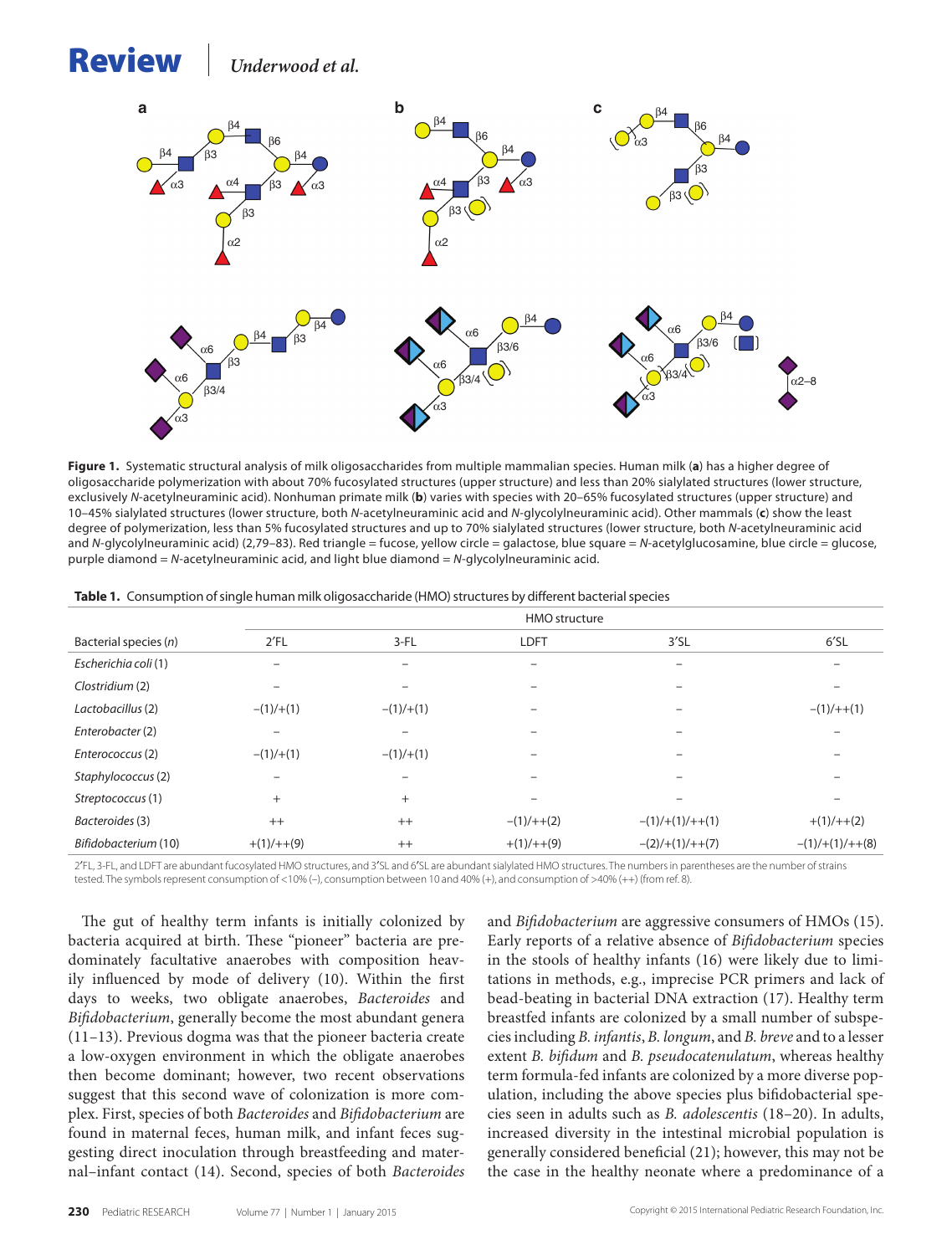**Figure 1.** Systematic structural analysis of milk oligosaccharides from multiple mammalian species. Human milk (**a**) has a higher degree of oligosaccharide polymerization with about 70% fucosylated structures (upper structure) and less than 20% sialylated structures (lower structure, exclusively *N*-acetylneuraminic acid). Nonhuman primate milk (**b**) varies with species with 20–65% fucosylated structures (upper structure) and 10–45% sialylated structures (lower structure, both *N*-acetylneuraminic acid and *N*-glycolylneuraminic acid). Other mammals (**c**) show the least degree of polymerization, less than 5% fucosylated structures and up to 70% sialylated structures (lower structure, both *N*-acetylneuraminic acid and *N*-glycolylneuraminic acid) (2,79–83). Red triangle = fucose, yellow circle = galactose, blue square = *N*-acetylglucosamine, blue circle = glucose, purple diamond = *N*-acetylneuraminic acid, and light blue diamond = *N*-glycolylneuraminic acid.

**Table 1.** Consumption of single human milk oligosaccharide (HMO) structures by different bacterial species

| | HMO structure | | | | |
|---|---|---|---|---|---|
| Bacterial species (*n*) | 2′FL | 3-FL | LDFT | 3′SL | 6′SL |
| *Escherichia coli* (1) | – | – | – | – | – |
| *Clostridium* (2) | – | – | – | – | – |
| *Lactobacillus* (2) | –(1)/+(1) | –(1)/+(1) | – | – | –(1)/++(1) |
| *Enterobacter* (2) | – | – | – | – | – |
| *Enterococcus* (2) | –(1)/+(1) | –(1)/+(1) | – | – | – |
| *Staphylococcus* (2) | – | – | – | – | – |
| *Streptococcus* (1) | + | + | – | – | – |
| *Bacteroides* (3) | ++ | ++ | –(1)/++(2) | –(1)/+(1)/++(1) | +(1)/++(2) |
| *Bifidobacterium* (10) | +(1)/++(9) | ++ | +(1)/++(9) | –(2)/+(1)/++(7) | –(1)/+(1)/++(8) |

2′FL, 3-FL, and LDFT are abundant fucosylated HMO structures, and 3′SL and 6′SL are abundant sialylated HMO structures. The numbers in parentheses are the number of strains tested. The symbols represent consumption of <10% (–), consumption between 10 and 40% (+), and consumption of >40% (++) (from ref. 8).

The gut of healthy term infants is initially colonized by bacteria acquired at birth. These "pioneer" bacteria are predominately facultative anaerobes with composition heavily influenced by mode of delivery (10). Within the first days to weeks, two obligate anaerobes, *Bacteroides* and *Bifidobacterium*, generally become the most abundant genera (11–13). Previous dogma was that the pioneer bacteria create a low-oxygen environment in which the obligate anaerobes then become dominant; however, two recent observations suggest that this second wave of colonization is more complex. First, species of both *Bacteroides* and *Bifidobacterium* are found in maternal feces, human milk, and infant feces suggesting direct inoculation through breastfeeding and maternal–infant contact (14). Second, species of both *Bacteroides* and *Bifidobacterium* are aggressive consumers of HMOs (15). Early reports of a relative absence of *Bifidobacterium* species in the stools of healthy infants (16) were likely due to limitations in methods, e.g., imprecise PCR primers and lack of bead-beating in bacterial DNA extraction (17). Healthy term breastfed infants are colonized by a small number of subspecies including *B. infantis*, *B. longum*, and *B. breve* and to a lesser extent *B. bifidum* and *B. pseudocatenulatum*, whereas healthy term formula-fed infants are colonized by a more diverse population, including the above species plus bifidobacterial species seen in adults such as *B. adolescentis* (18–20). In adults, increased diversity in the intestinal microbial population is generally considered beneficial (21); however, this may not be the case in the healthy neonate where a predominance of a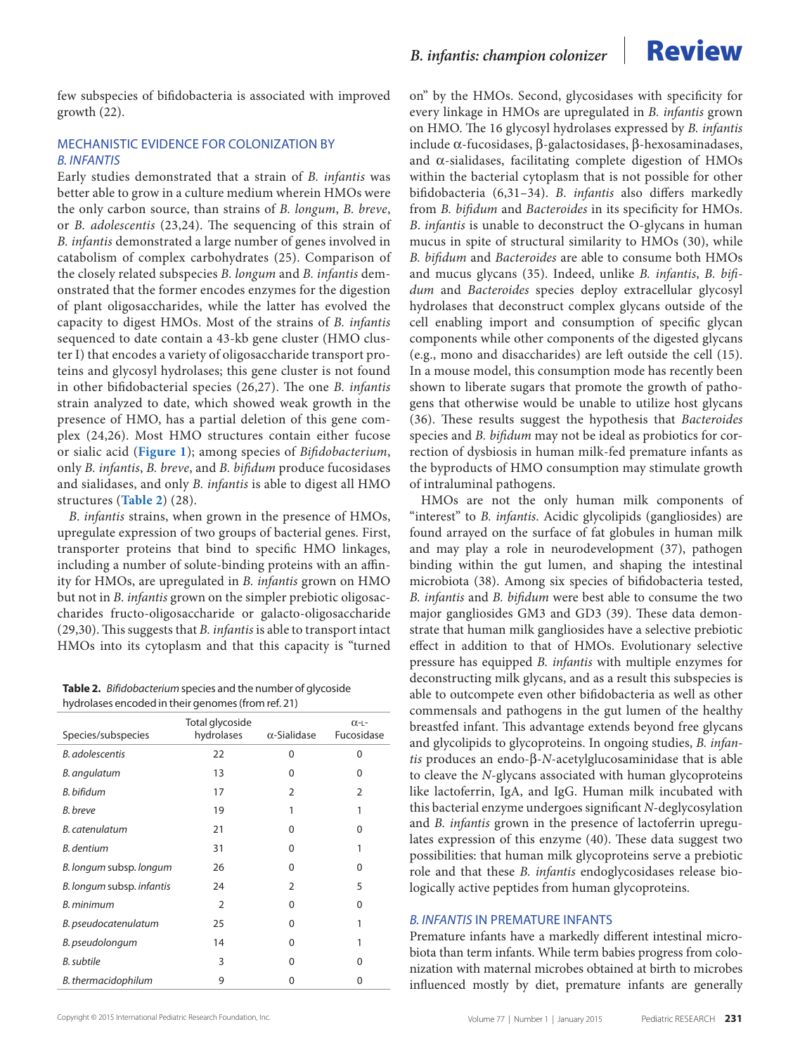few subspecies of bifidobacteria is associated with improved growth (22).

## MECHANISTIC EVIDENCE FOR COLONIZATION BY *B. INFANTIS*

Early studies demonstrated that a strain of *B. infantis* was better able to grow in a culture medium wherein HMOs were the only carbon source, than strains of *B. longum*, *B. breve*, or *B. adolescentis* (23,24). The sequencing of this strain of *B. infantis* demonstrated a large number of genes involved in catabolism of complex carbohydrates (25). Comparison of the closely related subspecies *B. longum* and *B. infantis* demonstrated that the former encodes enzymes for the digestion of plant oligosaccharides, while the latter has evolved the capacity to digest HMOs. Most of the strains of *B. infantis* sequenced to date contain a 43-kb gene cluster (HMO cluster I) that encodes a variety of oligosaccharide transport proteins and glycosyl hydrolases; this gene cluster is not found in other bifidobacterial species (26,27). The one *B. infantis* strain analyzed to date, which showed weak growth in the presence of HMO, has a partial deletion of this gene complex (24,26). Most HMO structures contain either fucose or sialic acid (**Figure 1**); among species of *Bifidobacterium*, only *B. infantis*, *B. breve*, and *B. bifidum* produce fucosidases and sialidases, and only *B. infantis* is able to digest all HMO structures (**Table 2**) (28).

*B. infantis* strains, when grown in the presence of HMOs, upregulate expression of two groups of bacterial genes. First, transporter proteins that bind to specific HMO linkages, including a number of solute-binding proteins with an affinity for HMOs, are upregulated in *B. infantis* grown on HMO but not in *B. infantis* grown on the simpler prebiotic oligosaccharides fructo-oligosaccharide or galacto-oligosaccharide (29,30). This suggests that *B. infantis* is able to transport intact HMOs into its cytoplasm and that this capacity is "turned on" by the HMOs. Second, glycosidases with specificity for every linkage in HMOs are upregulated in *B. infantis* grown on HMO. The 16 glycosyl hydrolases expressed by *B. infantis* include α-fucosidases, β-galactosidases, β-hexosaminadases, and α-sialidases, facilitating complete digestion of HMOs within the bacterial cytoplasm that is not possible for other bifidobacteria (6,31–34). *B. infantis* also differs markedly from *B. bifidum* and *Bacteroides* in its specificity for HMOs. *B. infantis* is unable to deconstruct the O-glycans in human mucus in spite of structural similarity to HMOs (30), while *B. bifidum* and *Bacteroides* are able to consume both HMOs and mucus glycans (35). Indeed, unlike *B. infantis*, *B. bifidum* and *Bacteroides* species deploy extracellular glycosyl hydrolases that deconstruct complex glycans outside of the cell enabling import and consumption of specific glycan components while other components of the digested glycans (e.g., mono and disaccharides) are left outside the cell (15). In a mouse model, this consumption mode has recently been shown to liberate sugars that promote the growth of pathogens that otherwise would be unable to utilize host glycans (36). These results suggest the hypothesis that *Bacteroides* species and *B. bifidum* may not be ideal as probiotics for correction of dysbiosis in human milk-fed premature infants as the byproducts of HMO consumption may stimulate growth of intraluminal pathogens.

HMOs are not the only human milk components of "interest" to *B. infantis*. Acidic glycolipids (gangliosides) are found arrayed on the surface of fat globules in human milk and may play a role in neurodevelopment (37), pathogen binding within the gut lumen, and shaping the intestinal microbiota (38). Among six species of bifidobacteria tested, *B. infantis* and *B. bifidum* were best able to consume the two major gangliosides GM3 and GD3 (39). These data demonstrate that human milk gangliosides have a selective prebiotic effect in addition to that of HMOs. Evolutionary selective pressure has equipped *B. infantis* with multiple enzymes for deconstructing milk glycans, and as a result this subspecies is able to outcompete even other bifidobacteria as well as other commensals and pathogens in the gut lumen of the healthy breastfed infant. This advantage extends beyond free glycans and glycolipids to glycoproteins. In ongoing studies, *B. infantis* produces an endo-β-*N*-acetylglucosaminidase that is able to cleave the *N*-glycans associated with human glycoproteins like lactoferrin, IgA, and IgG. Human milk incubated with this bacterial enzyme undergoes significant *N*-deglycosylation and *B. infantis* grown in the presence of lactoferrin upregulates expression of this enzyme (40). These data suggest two possibilities: that human milk glycoproteins serve a prebiotic role and that these *B. infantis* endoglycosidases release biologically active peptides from human glycoproteins.

**Table 2.** *Bifidobacterium* species and the number of glycoside hydrolases encoded in their genomes (from ref. 21)

| Species/subspecies | Total glycoside hydrolases | α-Sialidase | α-L-Fucosidase |
|---|---|---|---|
| *B. adolescentis* | 22 | 0 | 0 |
| *B. angulatum* | 13 | 0 | 0 |
| *B. bifidum* | 17 | 2 | 2 |
| *B. breve* | 19 | 1 | 1 |
| *B. catenulatum* | 21 | 0 | 0 |
| *B. dentium* | 31 | 0 | 1 |
| *B. longum* subsp. *longum* | 26 | 0 | 0 |
| *B. longum* subsp. *infantis* | 24 | 2 | 5 |
| *B. minimum* | 2 | 0 | 0 |
| *B. pseudocatenulatum* | 25 | 0 | 1 |
| *B. pseudolongum* | 14 | 0 | 1 |
| *B. subtile* | 3 | 0 | 0 |
| *B. thermacidophilum* | 9 | 0 | 0 |

## *B. INFANTIS* IN PREMATURE INFANTS

Premature infants have a markedly different intestinal microbiota than term infants. While term babies progress from colonization with maternal microbes obtained at birth to microbes influenced mostly by diet, premature infants are generally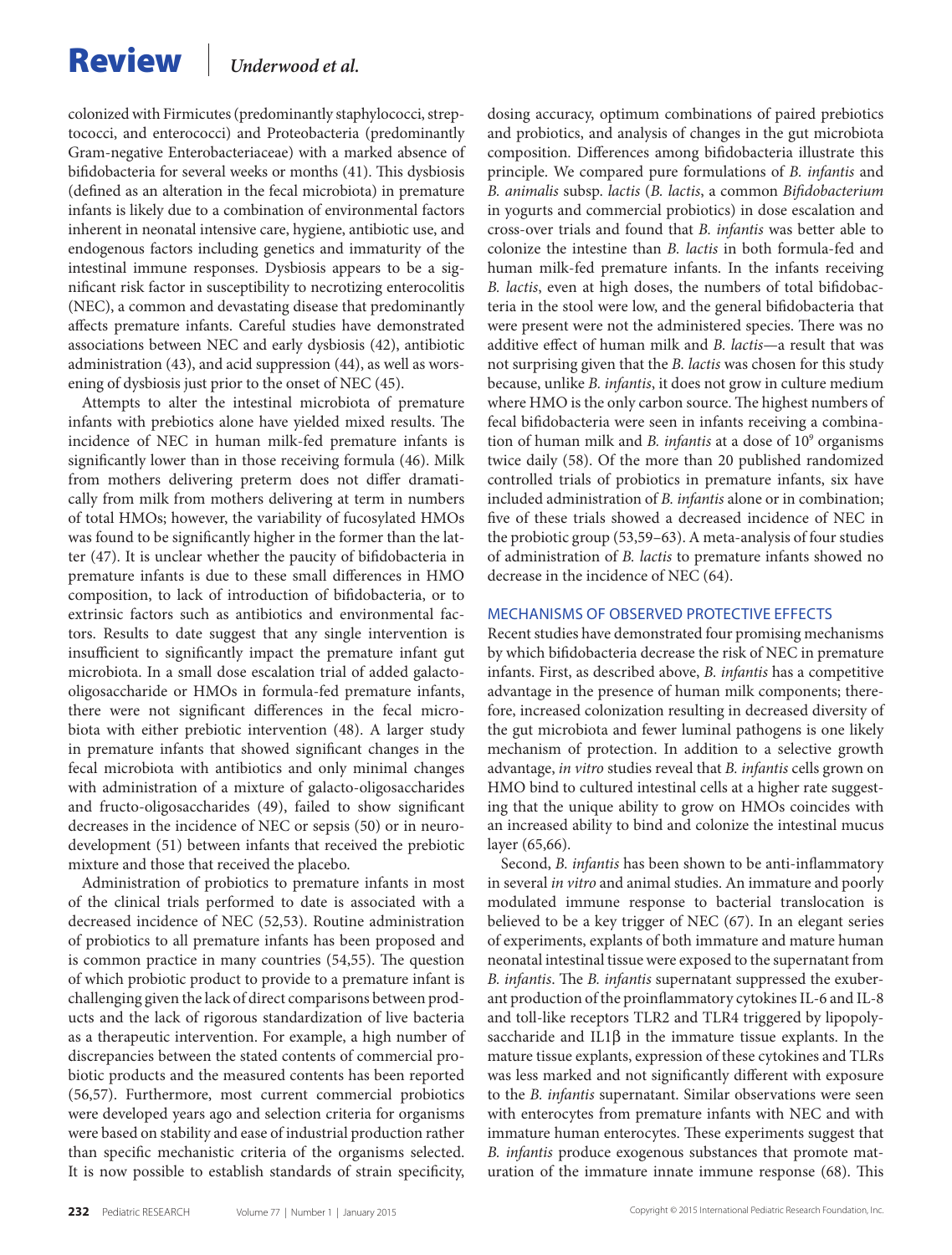colonized with Firmicutes (predominantly staphylococci, streptococci, and enterococci) and Proteobacteria (predominantly Gram-negative Enterobacteriaceae) with a marked absence of bifidobacteria for several weeks or months (41). This dysbiosis (defined as an alteration in the fecal microbiota) in premature infants is likely due to a combination of environmental factors inherent in neonatal intensive care, hygiene, antibiotic use, and endogenous factors including genetics and immaturity of the intestinal immune responses. Dysbiosis appears to be a significant risk factor in susceptibility to necrotizing enterocolitis (NEC), a common and devastating disease that predominantly affects premature infants. Careful studies have demonstrated associations between NEC and early dysbiosis (42), antibiotic administration (43), and acid suppression (44), as well as worsening of dysbiosis just prior to the onset of NEC (45).

Attempts to alter the intestinal microbiota of premature infants with prebiotics alone have yielded mixed results. The incidence of NEC in human milk-fed premature infants is significantly lower than in those receiving formula (46). Milk from mothers delivering preterm does not differ dramatically from milk from mothers delivering at term in numbers of total HMOs; however, the variability of fucosylated HMOs was found to be significantly higher in the former than the latter (47). It is unclear whether the paucity of bifidobacteria in premature infants is due to these small differences in HMO composition, to lack of introduction of bifidobacteria, or to extrinsic factors such as antibiotics and environmental factors. Results to date suggest that any single intervention is insufficient to significantly impact the premature infant gut microbiota. In a small dose escalation trial of added galacto-oligosaccharide or HMOs in formula-fed premature infants, there were not significant differences in the fecal microbiota with either prebiotic intervention (48). A larger study in premature infants that showed significant changes in the fecal microbiota with antibiotics and only minimal changes with administration of a mixture of galacto-oligosaccharides and fructo-oligosaccharides (49), failed to show significant decreases in the incidence of NEC or sepsis (50) or in neurodevelopment (51) between infants that received the prebiotic mixture and those that received the placebo.

Administration of probiotics to premature infants in most of the clinical trials performed to date is associated with a decreased incidence of NEC (52,53). Routine administration of probiotics to all premature infants has been proposed and is common practice in many countries (54,55). The question of which probiotic product to provide to a premature infant is challenging given the lack of direct comparisons between products and the lack of rigorous standardization of live bacteria as a therapeutic intervention. For example, a high number of discrepancies between the stated contents of commercial probiotic products and the measured contents has been reported (56,57). Furthermore, most current commercial probiotics were developed years ago and selection criteria for organisms were based on stability and ease of industrial production rather than specific mechanistic criteria of the organisms selected. It is now possible to establish standards of strain specificity, dosing accuracy, optimum combinations of paired prebiotics and probiotics, and analysis of changes in the gut microbiota composition. Differences among bifidobacteria illustrate this principle. We compared pure formulations of *B. infantis* and *B. animalis* subsp. *lactis* (*B. lactis*, a common *Bifidobacterium* in yogurts and commercial probiotics) in dose escalation and cross-over trials and found that *B. infantis* was better able to colonize the intestine than *B. lactis* in both formula-fed and human milk-fed premature infants. In the infants receiving *B. lactis*, even at high doses, the numbers of total bifidobacteria in the stool were low, and the general bifidobacteria that were present were not the administered species. There was no additive effect of human milk and *B. lactis*—a result that was not surprising given that the *B. lactis* was chosen for this study because, unlike *B. infantis*, it does not grow in culture medium where HMO is the only carbon source. The highest numbers of fecal bifidobacteria were seen in infants receiving a combination of human milk and *B. infantis* at a dose of $10^9$ organisms twice daily (58). Of the more than 20 published randomized controlled trials of probiotics in premature infants, six have included administration of *B. infantis* alone or in combination; five of these trials showed a decreased incidence of NEC in the probiotic group (53,59–63). A meta-analysis of four studies of administration of *B. lactis* to premature infants showed no decrease in the incidence of NEC (64).

## MECHANISMS OF OBSERVED PROTECTIVE EFFECTS

Recent studies have demonstrated four promising mechanisms by which bifidobacteria decrease the risk of NEC in premature infants. First, as described above, *B. infantis* has a competitive advantage in the presence of human milk components; therefore, increased colonization resulting in decreased diversity of the gut microbiota and fewer luminal pathogens is one likely mechanism of protection. In addition to a selective growth advantage, *in vitro* studies reveal that *B. infantis* cells grown on HMO bind to cultured intestinal cells at a higher rate suggesting that the unique ability to grow on HMOs coincides with an increased ability to bind and colonize the intestinal mucus layer (65,66).

Second, *B. infantis* has been shown to be anti-inflammatory in several *in vitro* and animal studies. An immature and poorly modulated immune response to bacterial translocation is believed to be a key trigger of NEC (67). In an elegant series of experiments, explants of both immature and mature human neonatal intestinal tissue were exposed to the supernatant from *B. infantis*. The *B. infantis* supernatant suppressed the exuberant production of the proinflammatory cytokines IL-6 and IL-8 and toll-like receptors TLR2 and TLR4 triggered by lipopolysaccharide and IL1β in the immature tissue explants. In the mature tissue explants, expression of these cytokines and TLRs was less marked and not significantly different with exposure to the *B. infantis* supernatant. Similar observations were seen with enterocytes from premature infants with NEC and with immature human enterocytes. These experiments suggest that *B. infantis* produce exogenous substances that promote maturation of the immature innate immune response (68). This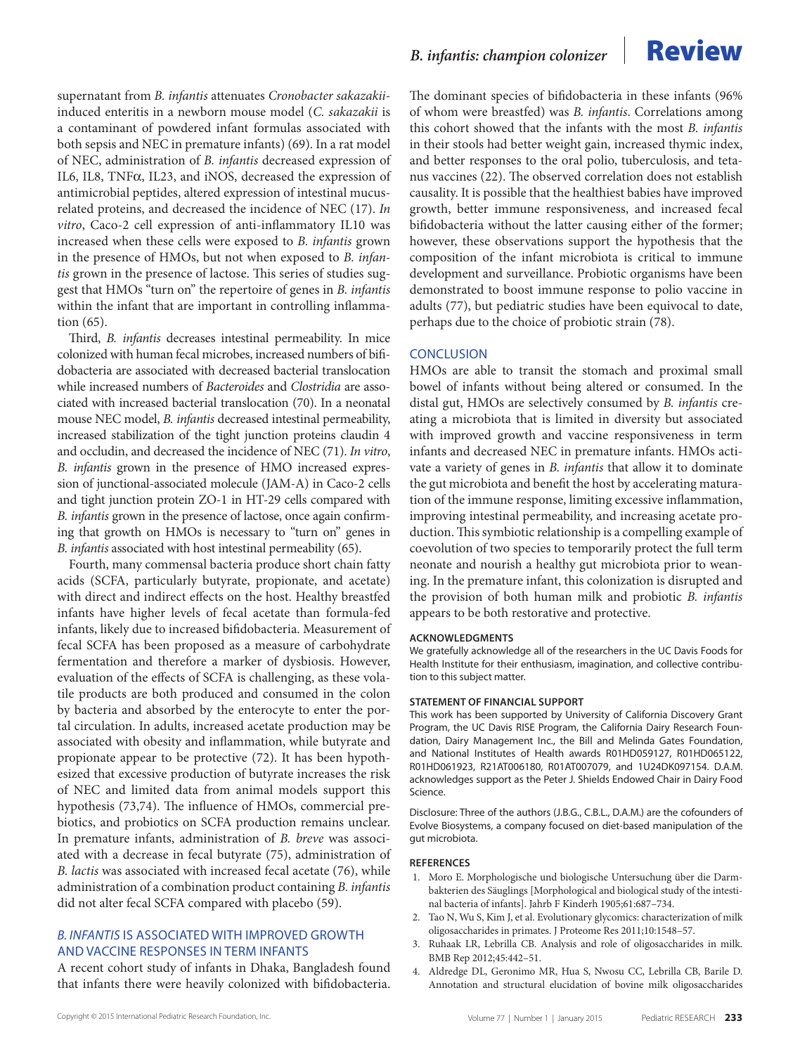supernatant from *B. infantis* attenuates *Cronobacter sakazakii*-induced enteritis in a newborn mouse model (*C. sakazakii* is a contaminant of powdered infant formulas associated with both sepsis and NEC in premature infants) (69). In a rat model of NEC, administration of *B. infantis* decreased expression of IL6, IL8, TNFα, IL23, and iNOS, decreased the expression of antimicrobial peptides, altered expression of intestinal mucus-related proteins, and decreased the incidence of NEC (17). *In vitro*, Caco-2 cell expression of anti-inflammatory IL10 was increased when these cells were exposed to *B. infantis* grown in the presence of HMOs, but not when exposed to *B. infantis* grown in the presence of lactose. This series of studies suggest that HMOs "turn on" the repertoire of genes in *B. infantis* within the infant that are important in controlling inflammation (65).

Third, *B. infantis* decreases intestinal permeability. In mice colonized with human fecal microbes, increased numbers of bifidobacteria are associated with decreased bacterial translocation while increased numbers of *Bacteroides* and *Clostridia* are associated with increased bacterial translocation (70). In a neonatal mouse NEC model, *B. infantis* decreased intestinal permeability, increased stabilization of the tight junction proteins claudin 4 and occludin, and decreased the incidence of NEC (71). *In vitro*, *B. infantis* grown in the presence of HMO increased expression of junctional-associated molecule (JAM-A) in Caco-2 cells and tight junction protein ZO-1 in HT-29 cells compared with *B. infantis* grown in the presence of lactose, once again confirming that growth on HMOs is necessary to "turn on" genes in *B. infantis* associated with host intestinal permeability (65).

Fourth, many commensal bacteria produce short chain fatty acids (SCFA, particularly butyrate, propionate, and acetate) with direct and indirect effects on the host. Healthy breastfed infants have higher levels of fecal acetate than formula-fed infants, likely due to increased bifidobacteria. Measurement of fecal SCFA has been proposed as a measure of carbohydrate fermentation and therefore a marker of dysbiosis. However, evaluation of the effects of SCFA is challenging, as these volatile products are both produced and consumed in the colon by bacteria and absorbed by the enterocyte to enter the portal circulation. In adults, increased acetate production may be associated with obesity and inflammation, while butyrate and propionate appear to be protective (72). It has been hypothesized that excessive production of butyrate increases the risk of NEC and limited data from animal models support this hypothesis (73,74). The influence of HMOs, commercial prebiotics, and probiotics on SCFA production remains unclear. In premature infants, administration of *B. breve* was associated with a decrease in fecal butyrate (75), administration of *B. lactis* was associated with increased fecal acetate (76), while administration of a combination product containing *B. infantis* did not alter fecal SCFA compared with placebo (59).

## *B. INFANTIS* IS ASSOCIATED WITH IMPROVED GROWTH AND VACCINE RESPONSES IN TERM INFANTS

A recent cohort study of infants in Dhaka, Bangladesh found that infants there were heavily colonized with bifidobacteria. The dominant species of bifidobacteria in these infants (96% of whom were breastfed) was *B. infantis*. Correlations among this cohort showed that the infants with the most *B. infantis* in their stools had better weight gain, increased thymic index, and better responses to the oral polio, tuberculosis, and tetanus vaccines (22). The observed correlation does not establish causality. It is possible that the healthiest babies have improved growth, better immune responsiveness, and increased fecal bifidobacteria without the latter causing either of the former; however, these observations support the hypothesis that the composition of the infant microbiota is critical to immune development and surveillance. Probiotic organisms have been demonstrated to boost immune response to polio vaccine in adults (77), but pediatric studies have been equivocal to date, perhaps due to the choice of probiotic strain (78).

## CONCLUSION

HMOs are able to transit the stomach and proximal small bowel of infants without being altered or consumed. In the distal gut, HMOs are selectively consumed by *B. infantis* creating a microbiota that is limited in diversity but associated with improved growth and vaccine responsiveness in term infants and decreased NEC in premature infants. HMOs activate a variety of genes in *B. infantis* that allow it to dominate the gut microbiota and benefit the host by accelerating maturation of the immune response, limiting excessive inflammation, improving intestinal permeability, and increasing acetate production. This symbiotic relationship is a compelling example of coevolution of two species to temporarily protect the full term neonate and nourish a healthy gut microbiota prior to weaning. In the premature infant, this colonization is disrupted and the provision of both human milk and probiotic *B. infantis* appears to be both restorative and protective.

### ACKNOWLEDGMENTS

We gratefully acknowledge all of the researchers in the UC Davis Foods for Health Institute for their enthusiasm, imagination, and collective contribution to this subject matter.

### STATEMENT OF FINANCIAL SUPPORT

This work has been supported by University of California Discovery Grant Program, the UC Davis RISE Program, the California Dairy Research Foundation, Dairy Management Inc., the Bill and Melinda Gates Foundation, and National Institutes of Health awards R01HD059127, R01HD065122, R01HD061923, R21AT006180, R01AT007079, and 1U24DK097154. D.A.M. acknowledges support as the Peter J. Shields Endowed Chair in Dairy Food Science.

Disclosure: Three of the authors (J.B.G., C.B.L., D.A.M.) are the cofounders of Evolve Biosystems, a company focused on diet-based manipulation of the gut microbiota.

### REFERENCES

1. Moro E. Morphologische und biologische Untersuchung über die Darmbakterien des Säuglings [Morphological and biological study of the intestinal bacteria of infants]. Jahrb F Kinderh 1905;61:687–734.
2. Tao N, Wu S, Kim J, et al. Evolutionary glycomics: characterization of milk oligosaccharides in primates. J Proteome Res 2011;10:1548–57.
3. Ruhaak LR, Lebrilla CB. Analysis and role of oligosaccharides in milk. BMB Rep 2012;45:442–51.
4. Aldredge DL, Geronimo MR, Hua S, Nwosu CC, Lebrilla CB, Barile D. Annotation and structural elucidation of bovine milk oligosaccharides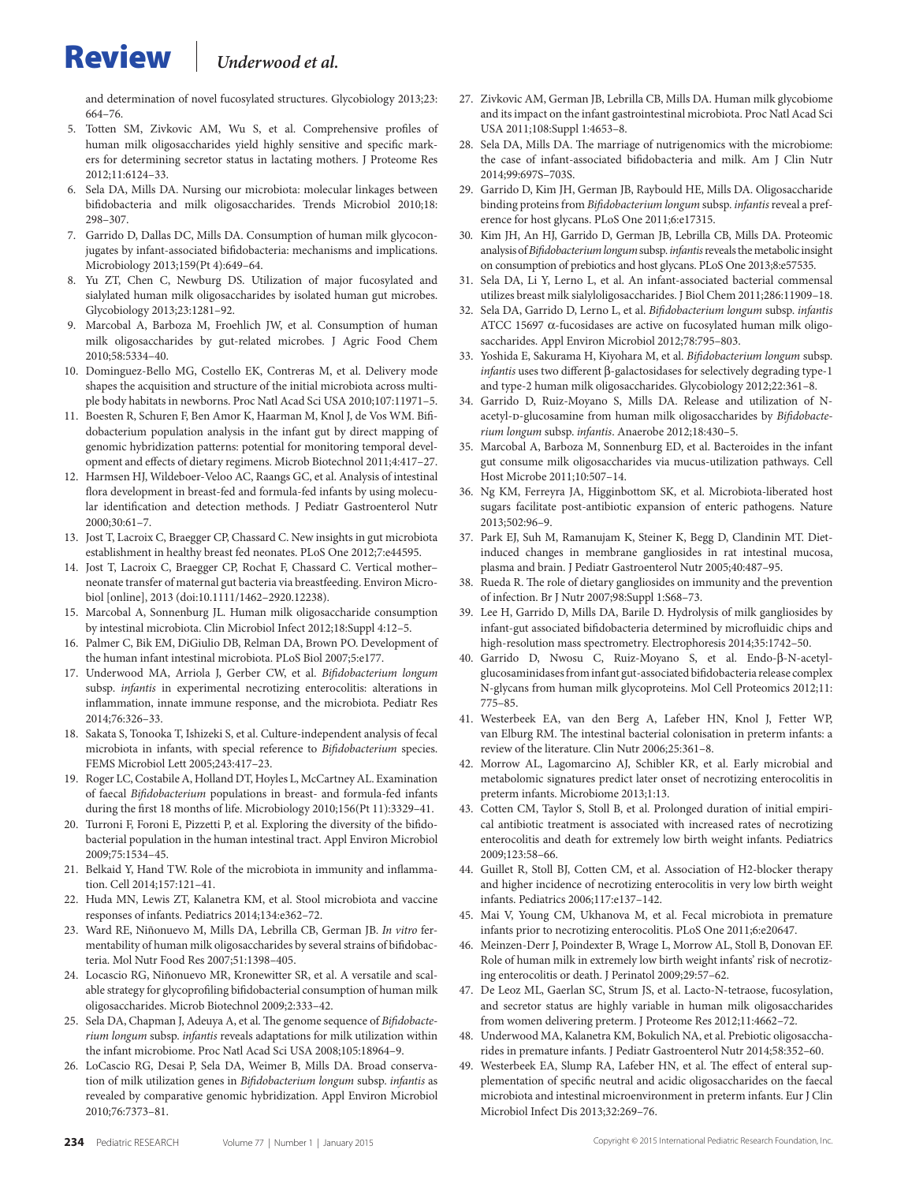and determination of novel fucosylated structures. Glycobiology 2013;23: 664–76.

5. Totten SM, Zivkovic AM, Wu S, et al. Comprehensive profiles of human milk oligosaccharides yield highly sensitive and specific markers for determining secretor status in lactating mothers. J Proteome Res 2012;11:6124–33.
6. Sela DA, Mills DA. Nursing our microbiota: molecular linkages between bifidobacteria and milk oligosaccharides. Trends Microbiol 2010;18: 298–307.
7. Garrido D, Dallas DC, Mills DA. Consumption of human milk glycoconjugates by infant-associated bifidobacteria: mechanisms and implications. Microbiology 2013;159(Pt 4):649–64.
8. Yu ZT, Chen C, Newburg DS. Utilization of major fucosylated and sialylated human milk oligosaccharides by isolated human gut microbes. Glycobiology 2013;23:1281–92.
9. Marcobal A, Barboza M, Froehlich JW, et al. Consumption of human milk oligosaccharides by gut-related microbes. J Agric Food Chem 2010;58:5334–40.
10. Dominguez-Bello MG, Costello EK, Contreras M, et al. Delivery mode shapes the acquisition and structure of the initial microbiota across multiple body habitats in newborns. Proc Natl Acad Sci USA 2010;107:11971–5.
11. Boesten R, Schuren F, Ben Amor K, Haarman M, Knol J, de Vos WM. Bifidobacterium population analysis in the infant gut by direct mapping of genomic hybridization patterns: potential for monitoring temporal development and effects of dietary regimens. Microb Biotechnol 2011;4:417–27.
12. Harmsen HJ, Wildeboer-Veloo AC, Raangs GC, et al. Analysis of intestinal flora development in breast-fed and formula-fed infants by using molecular identification and detection methods. J Pediatr Gastroenterol Nutr 2000;30:61–7.
13. Jost T, Lacroix C, Braegger CP, Chassard C. New insights in gut microbiota establishment in healthy breast fed neonates. PLoS One 2012;7:e44595.
14. Jost T, Lacroix C, Braegger CP, Rochat F, Chassard C. Vertical mother–neonate transfer of maternal gut bacteria via breastfeeding. Environ Microbiol [online], 2013 (doi:10.1111/1462–2920.12238).
15. Marcobal A, Sonnenburg JL. Human milk oligosaccharide consumption by intestinal microbiota. Clin Microbiol Infect 2012;18:Suppl 4:12–5.
16. Palmer C, Bik EM, DiGiulio DB, Relman DA, Brown PO. Development of the human infant intestinal microbiota. PLoS Biol 2007;5:e177.
17. Underwood MA, Arriola J, Gerber CW, et al. *Bifidobacterium longum* subsp. *infantis* in experimental necrotizing enterocolitis: alterations in inflammation, innate immune response, and the microbiota. Pediatr Res 2014;76:326–33.
18. Sakata S, Tonooka T, Ishizeki S, et al. Culture-independent analysis of fecal microbiota in infants, with special reference to *Bifidobacterium* species. FEMS Microbiol Lett 2005;243:417–23.
19. Roger LC, Costabile A, Holland DT, Hoyles L, McCartney AL. Examination of faecal *Bifidobacterium* populations in breast- and formula-fed infants during the first 18 months of life. Microbiology 2010;156(Pt 11):3329–41.
20. Turroni F, Foroni E, Pizzetti P, et al. Exploring the diversity of the bifidobacterial population in the human intestinal tract. Appl Environ Microbiol 2009;75:1534–45.
21. Belkaid Y, Hand TW. Role of the microbiota in immunity and inflammation. Cell 2014;157:121–41.
22. Huda MN, Lewis ZT, Kalanetra KM, et al. Stool microbiota and vaccine responses of infants. Pediatrics 2014;134:e362–72.
23. Ward RE, Niñonuevo M, Mills DA, Lebrilla CB, German JB. *In vitro* fermentability of human milk oligosaccharides by several strains of bifidobacteria. Mol Nutr Food Res 2007;51:1398–405.
24. Locascio RG, Niñonuevo MR, Kronewitter SR, et al. A versatile and scalable strategy for glycoprofiling bifidobacterial consumption of human milk oligosaccharides. Microb Biotechnol 2009;2:333–42.
25. Sela DA, Chapman J, Adeuya A, et al. The genome sequence of *Bifidobacterium longum* subsp. *infantis* reveals adaptations for milk utilization within the infant microbiome. Proc Natl Acad Sci USA 2008;105:18964–9.
26. LoCascio RG, Desai P, Sela DA, Weimer B, Mills DA. Broad conservation of milk utilization genes in *Bifidobacterium longum* subsp. *infantis* as revealed by comparative genomic hybridization. Appl Environ Microbiol 2010;76:7373–81.
27. Zivkovic AM, German JB, Lebrilla CB, Mills DA. Human milk glycobiome and its impact on the infant gastrointestinal microbiota. Proc Natl Acad Sci USA 2011;108:Suppl 1:4653–8.
28. Sela DA, Mills DA. The marriage of nutrigenomics with the microbiome: the case of infant-associated bifidobacteria and milk. Am J Clin Nutr 2014;99:697S–703S.
29. Garrido D, Kim JH, German JB, Raybould HE, Mills DA. Oligosaccharide binding proteins from *Bifidobacterium longum* subsp. *infantis* reveal a preference for host glycans. PLoS One 2011;6:e17315.
30. Kim JH, An HJ, Garrido D, German JB, Lebrilla CB, Mills DA. Proteomic analysis of *Bifidobacterium longum* subsp. *infantis* reveals the metabolic insight on consumption of prebiotics and host glycans. PLoS One 2013;8:e57535.
31. Sela DA, Li Y, Lerno L, et al. An infant-associated bacterial commensal utilizes breast milk sialyloligosaccharides. J Biol Chem 2011;286:11909–18.
32. Sela DA, Garrido D, Lerno L, et al. *Bifidobacterium longum* subsp. *infantis* ATCC 15697 α-fucosidases are active on fucosylated human milk oligosaccharides. Appl Environ Microbiol 2012;78:795–803.
33. Yoshida E, Sakurama H, Kiyohara M, et al. *Bifidobacterium longum* subsp. *infantis* uses two different β-galactosidases for selectively degrading type-1 and type-2 human milk oligosaccharides. Glycobiology 2012;22:361–8.
34. Garrido D, Ruiz-Moyano S, Mills DA. Release and utilization of N-acetyl-D-glucosamine from human milk oligosaccharides by *Bifidobacterium longum* subsp. *infantis*. Anaerobe 2012;18:430–5.
35. Marcobal A, Barboza M, Sonnenburg ED, et al. Bacteroides in the infant gut consume milk oligosaccharides via mucus-utilization pathways. Cell Host Microbe 2011;10:507–14.
36. Ng KM, Ferreyra JA, Higginbottom SK, et al. Microbiota-liberated host sugars facilitate post-antibiotic expansion of enteric pathogens. Nature 2013;502:96–9.
37. Park EJ, Suh M, Ramanujam K, Steiner K, Begg D, Clandinin MT. Diet-induced changes in membrane gangliosides in rat intestinal mucosa, plasma and brain. J Pediatr Gastroenterol Nutr 2005;40:487–95.
38. Rueda R. The role of dietary gangliosides on immunity and the prevention of infection. Br J Nutr 2007;98:Suppl 1:S68–73.
39. Lee H, Garrido D, Mills DA, Barile D. Hydrolysis of milk gangliosides by infant-gut associated bifidobacteria determined by microfluidic chips and high-resolution mass spectrometry. Electrophoresis 2014;35:1742–50.
40. Garrido D, Nwosu C, Ruiz-Moyano S, et al. Endo-β-N-acetylglucosaminidases from infant gut-associated bifidobacteria release complex N-glycans from human milk glycoproteins. Mol Cell Proteomics 2012;11: 775–85.
41. Westerbeek EA, van den Berg A, Lafeber HN, Knol J, Fetter WP, van Elburg RM. The intestinal bacterial colonisation in preterm infants: a review of the literature. Clin Nutr 2006;25:361–8.
42. Morrow AL, Lagomarcino AJ, Schibler KR, et al. Early microbial and metabolomic signatures predict later onset of necrotizing enterocolitis in preterm infants. Microbiome 2013;1:13.
43. Cotten CM, Taylor S, Stoll B, et al. Prolonged duration of initial empirical antibiotic treatment is associated with increased rates of necrotizing enterocolitis and death for extremely low birth weight infants. Pediatrics 2009;123:58–66.
44. Guillet R, Stoll BJ, Cotten CM, et al. Association of H2-blocker therapy and higher incidence of necrotizing enterocolitis in very low birth weight infants. Pediatrics 2006;117:e137–142.
45. Mai V, Young CM, Ukhanova M, et al. Fecal microbiota in premature infants prior to necrotizing enterocolitis. PLoS One 2011;6:e20647.
46. Meinzen-Derr J, Poindexter B, Wrage L, Morrow AL, Stoll B, Donovan EF. Role of human milk in extremely low birth weight infants' risk of necrotizing enterocolitis or death. J Perinatol 2009;29:57–62.
47. De Leoz ML, Gaerlan SC, Strum JS, et al. Lacto-N-tetraose, fucosylation, and secretor status are highly variable in human milk oligosaccharides from women delivering preterm. J Proteome Res 2012;11:4662–72.
48. Underwood MA, Kalanetra KM, Bokulich NA, et al. Prebiotic oligosaccharides in premature infants. J Pediatr Gastroenterol Nutr 2014;58:352–60.
49. Westerbeek EA, Slump RA, Lafeber HN, et al. The effect of enteral supplementation of specific neutral and acidic oligosaccharides on the faecal microbiota and intestinal microenvironment in preterm infants. Eur J Clin Microbiol Infect Dis 2013;32:269–76.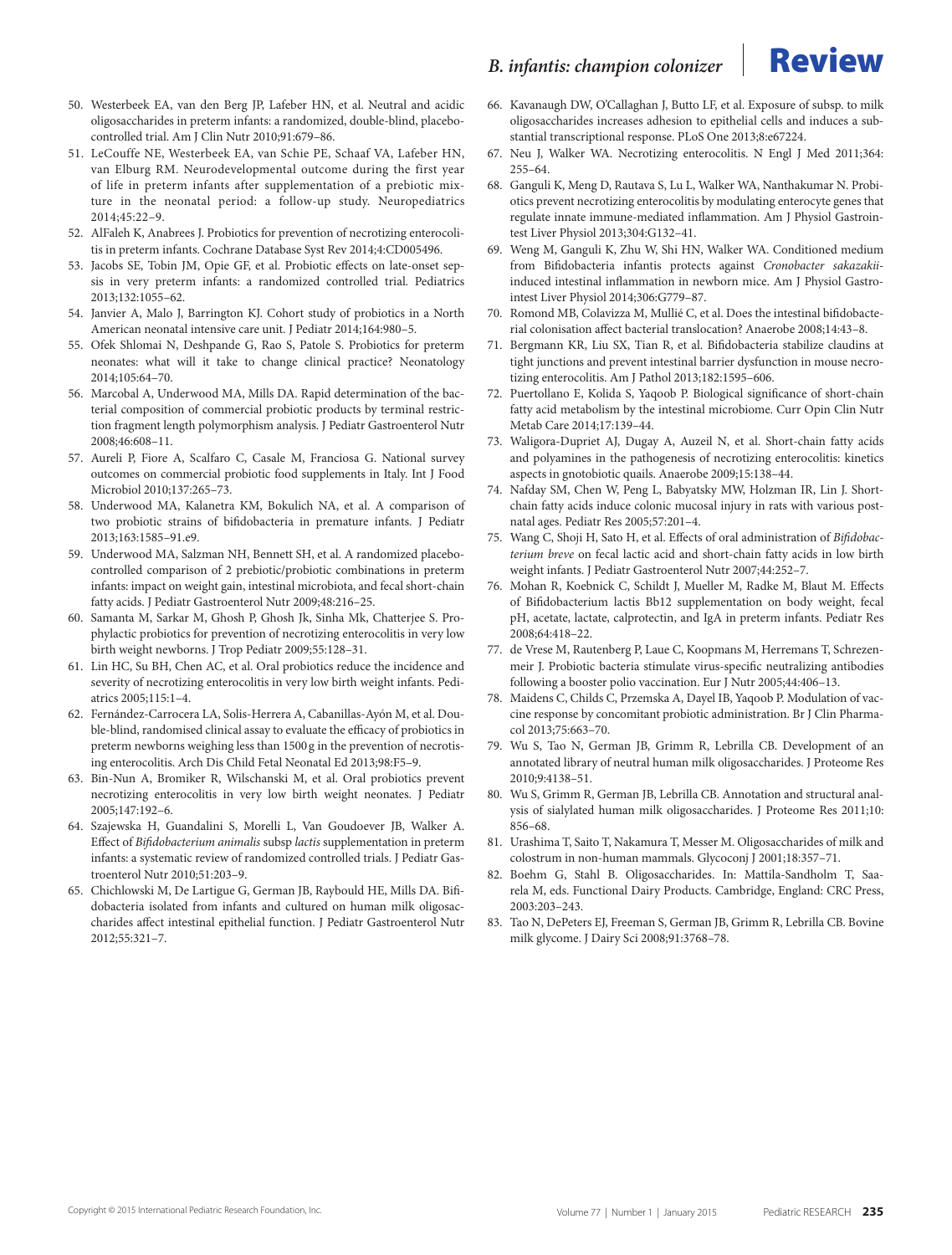50. Westerbeek EA, van den Berg JP, Lafeber HN, et al. Neutral and acidic oligosaccharides in preterm infants: a randomized, double-blind, placebo-controlled trial. Am J Clin Nutr 2010;91:679–86.
51. LeCouffe NE, Westerbeek EA, van Schie PE, Schaaf VA, Lafeber HN, van Elburg RM. Neurodevelopmental outcome during the first year of life in preterm infants after supplementation of a prebiotic mixture in the neonatal period: a follow-up study. Neuropediatrics 2014;45:22–9.
52. AlFaleh K, Anabrees J. Probiotics for prevention of necrotizing enterocolitis in preterm infants. Cochrane Database Syst Rev 2014;4:CD005496.
53. Jacobs SE, Tobin JM, Opie GF, et al. Probiotic effects on late-onset sepsis in very preterm infants: a randomized controlled trial. Pediatrics 2013;132:1055–62.
54. Janvier A, Malo J, Barrington KJ. Cohort study of probiotics in a North American neonatal intensive care unit. J Pediatr 2014;164:980–5.
55. Ofek Shlomai N, Deshpande G, Rao S, Patole S. Probiotics for preterm neonates: what will it take to change clinical practice? Neonatology 2014;105:64–70.
56. Marcobal A, Underwood MA, Mills DA. Rapid determination of the bacterial composition of commercial probiotic products by terminal restriction fragment length polymorphism analysis. J Pediatr Gastroenterol Nutr 2008;46:608–11.
57. Aureli P, Fiore A, Scalfaro C, Casale M, Franciosa G. National survey outcomes on commercial probiotic food supplements in Italy. Int J Food Microbiol 2010;137:265–73.
58. Underwood MA, Kalanetra KM, Bokulich NA, et al. A comparison of two probiotic strains of bifidobacteria in premature infants. J Pediatr 2013;163:1585–91.e9.
59. Underwood MA, Salzman NH, Bennett SH, et al. A randomized placebo-controlled comparison of 2 prebiotic/probiotic combinations in preterm infants: impact on weight gain, intestinal microbiota, and fecal short-chain fatty acids. J Pediatr Gastroenterol Nutr 2009;48:216–25.
60. Samanta M, Sarkar M, Ghosh P, Ghosh Jk, Sinha Mk, Chatterjee S. Prophylactic probiotics for prevention of necrotizing enterocolitis in very low birth weight newborns. J Trop Pediatr 2009;55:128–31.
61. Lin HC, Su BH, Chen AC, et al. Oral probiotics reduce the incidence and severity of necrotizing enterocolitis in very low birth weight infants. Pediatrics 2005;115:1–4.
62. Fernández-Carrocera LA, Solis-Herrera A, Cabanillas-Ayón M, et al. Double-blind, randomised clinical assay to evaluate the efficacy of probiotics in preterm newborns weighing less than 1500 g in the prevention of necrotising enterocolitis. Arch Dis Child Fetal Neonatal Ed 2013;98:F5–9.
63. Bin-Nun A, Bromiker R, Wilschanski M, et al. Oral probiotics prevent necrotizing enterocolitis in very low birth weight neonates. J Pediatr 2005;147:192–6.
64. Szajewska H, Guandalini S, Morelli L, Van Goudoever JB, Walker A. Effect of *Bifidobacterium animalis* subsp *lactis* supplementation in preterm infants: a systematic review of randomized controlled trials. J Pediatr Gastroenterol Nutr 2010;51:203–9.
65. Chichlowski M, De Lartigue G, German JB, Raybould HE, Mills DA. Bifidobacteria isolated from infants and cultured on human milk oligosaccharides affect intestinal epithelial function. J Pediatr Gastroenterol Nutr 2012;55:321–7.
66. Kavanaugh DW, O'Callaghan J, Butto LF, et al. Exposure of subsp. to milk oligosaccharides increases adhesion to epithelial cells and induces a substantial transcriptional response. PLoS One 2013;8:e67224.
67. Neu J, Walker WA. Necrotizing enterocolitis. N Engl J Med 2011;364: 255–64.
68. Ganguli K, Meng D, Rautava S, Lu L, Walker WA, Nanthakumar N. Probiotics prevent necrotizing enterocolitis by modulating enterocyte genes that regulate innate immune-mediated inflammation. Am J Physiol Gastrointest Liver Physiol 2013;304:G132–41.
69. Weng M, Ganguli K, Zhu W, Shi HN, Walker WA. Conditioned medium from Bifidobacteria infantis protects against *Cronobacter sakazakii*-induced intestinal inflammation in newborn mice. Am J Physiol Gastrointest Liver Physiol 2014;306:G779–87.
70. Romond MB, Colavizza M, Mullié C, et al. Does the intestinal bifidobacterial colonisation affect bacterial translocation? Anaerobe 2008;14:43–8.
71. Bergmann KR, Liu SX, Tian R, et al. Bifidobacteria stabilize claudins at tight junctions and prevent intestinal barrier dysfunction in mouse necrotizing enterocolitis. Am J Pathol 2013;182:1595–606.
72. Puertollano E, Kolida S, Yaqoob P. Biological significance of short-chain fatty acid metabolism by the intestinal microbiome. Curr Opin Clin Nutr Metab Care 2014;17:139–44.
73. Waligora-Dupriet AJ, Dugay A, Auzeil N, et al. Short-chain fatty acids and polyamines in the pathogenesis of necrotizing enterocolitis: kinetics aspects in gnotobiotic quails. Anaerobe 2009;15:138–44.
74. Nafday SM, Chen W, Peng L, Babyatsky MW, Holzman IR, Lin J. Short-chain fatty acids induce colonic mucosal injury in rats with various postnatal ages. Pediatr Res 2005;57:201–4.
75. Wang C, Shoji H, Sato H, et al. Effects of oral administration of *Bifidobacterium breve* on fecal lactic acid and short-chain fatty acids in low birth weight infants. J Pediatr Gastroenterol Nutr 2007;44:252–7.
76. Mohan R, Koebnick C, Schildt J, Mueller M, Radke M, Blaut M. Effects of Bifidobacterium lactis Bb12 supplementation on body weight, fecal pH, acetate, lactate, calprotectin, and IgA in preterm infants. Pediatr Res 2008;64:418–22.
77. de Vrese M, Rautenberg P, Laue C, Koopmans M, Herremans T, Schrezenmeir J. Probiotic bacteria stimulate virus-specific neutralizing antibodies following a booster polio vaccination. Eur J Nutr 2005;44:406–13.
78. Maidens C, Childs C, Przemska A, Dayel IB, Yaqoob P. Modulation of vaccine response by concomitant probiotic administration. Br J Clin Pharmacol 2013;75:663–70.
79. Wu S, Tao N, German JB, Grimm R, Lebrilla CB. Development of an annotated library of neutral human milk oligosaccharides. J Proteome Res 2010;9:4138–51.
80. Wu S, Grimm R, German JB, Lebrilla CB. Annotation and structural analysis of sialylated human milk oligosaccharides. J Proteome Res 2011;10: 856–68.
81. Urashima T, Saito T, Nakamura T, Messer M. Oligosaccharides of milk and colostrum in non-human mammals. Glycoconj J 2001;18:357–71.
82. Boehm G, Stahl B. Oligosaccharides. In: Mattila-Sandholm T, Saarela M, eds. Functional Dairy Products. Cambridge, England: CRC Press, 2003:203–243.
83. Tao N, DePeters EJ, Freeman S, German JB, Grimm R, Lebrilla CB. Bovine milk glycome. J Dairy Sci 2008;91:3768–78.